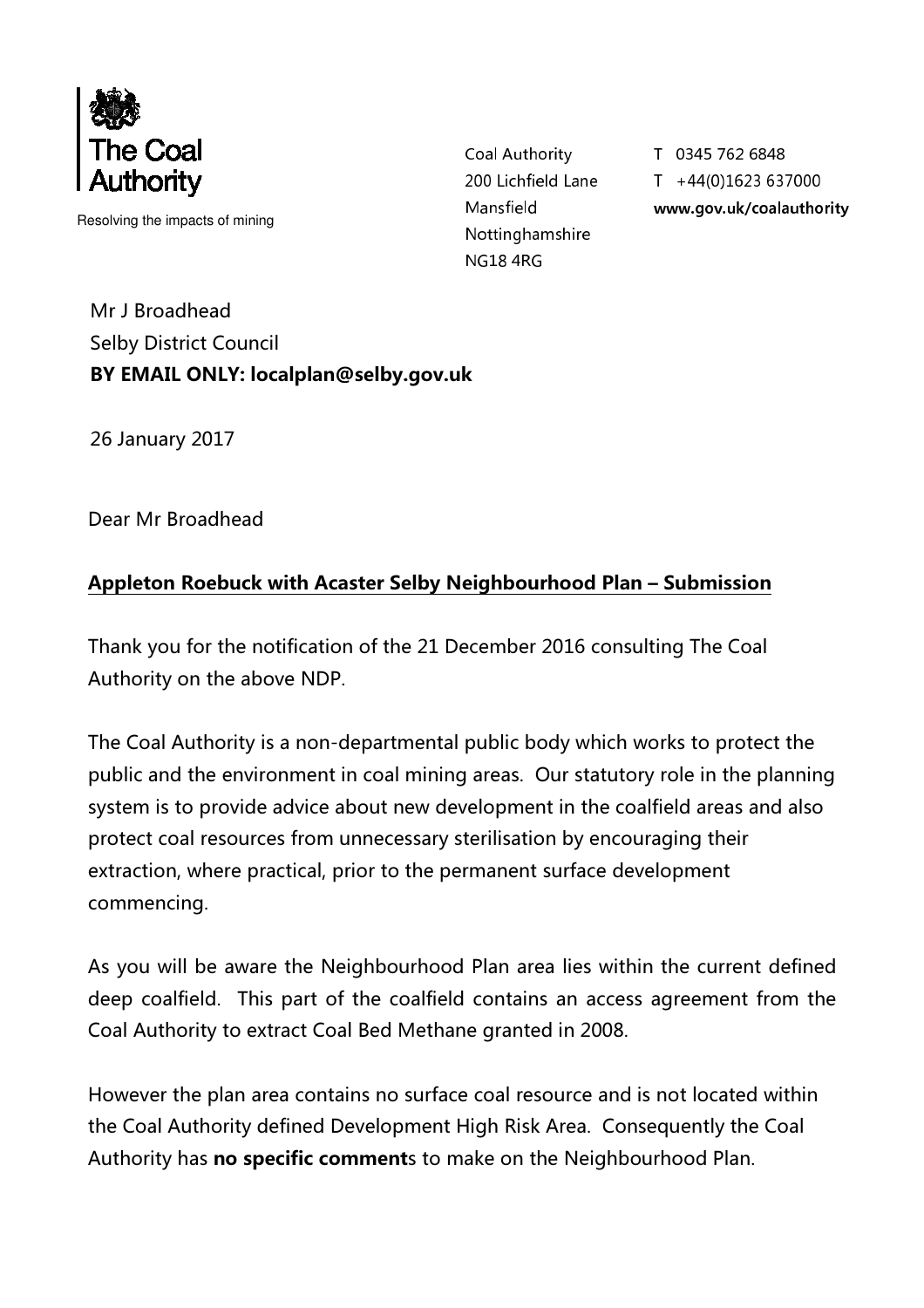The Coal Authority

Resolving the impacts of mining

Coal Authority
200 Lichfield Lane
Mansfield
Nottinghamshire
NG18 4RG

T 0345 762 6848
T +44(0)1623 637000
www.gov.uk/coalauthority

Mr J Broadhead
Selby District Council
**BY EMAIL ONLY: localplan@selby.gov.uk**

26 January 2017

Dear Mr Broadhead

**Appleton Roebuck with Acaster Selby Neighbourhood Plan – Submission**

Thank you for the notification of the 21 December 2016 consulting The Coal Authority on the above NDP.

The Coal Authority is a non-departmental public body which works to protect the public and the environment in coal mining areas. Our statutory role in the planning system is to provide advice about new development in the coalfield areas and also protect coal resources from unnecessary sterilisation by encouraging their extraction, where practical, prior to the permanent surface development commencing.

As you will be aware the Neighbourhood Plan area lies within the current defined deep coalfield. This part of the coalfield contains an access agreement from the Coal Authority to extract Coal Bed Methane granted in 2008.

However the plan area contains no surface coal resource and is not located within the Coal Authority defined Development High Risk Area. Consequently the Coal Authority has **no specific comment**s to make on the Neighbourhood Plan.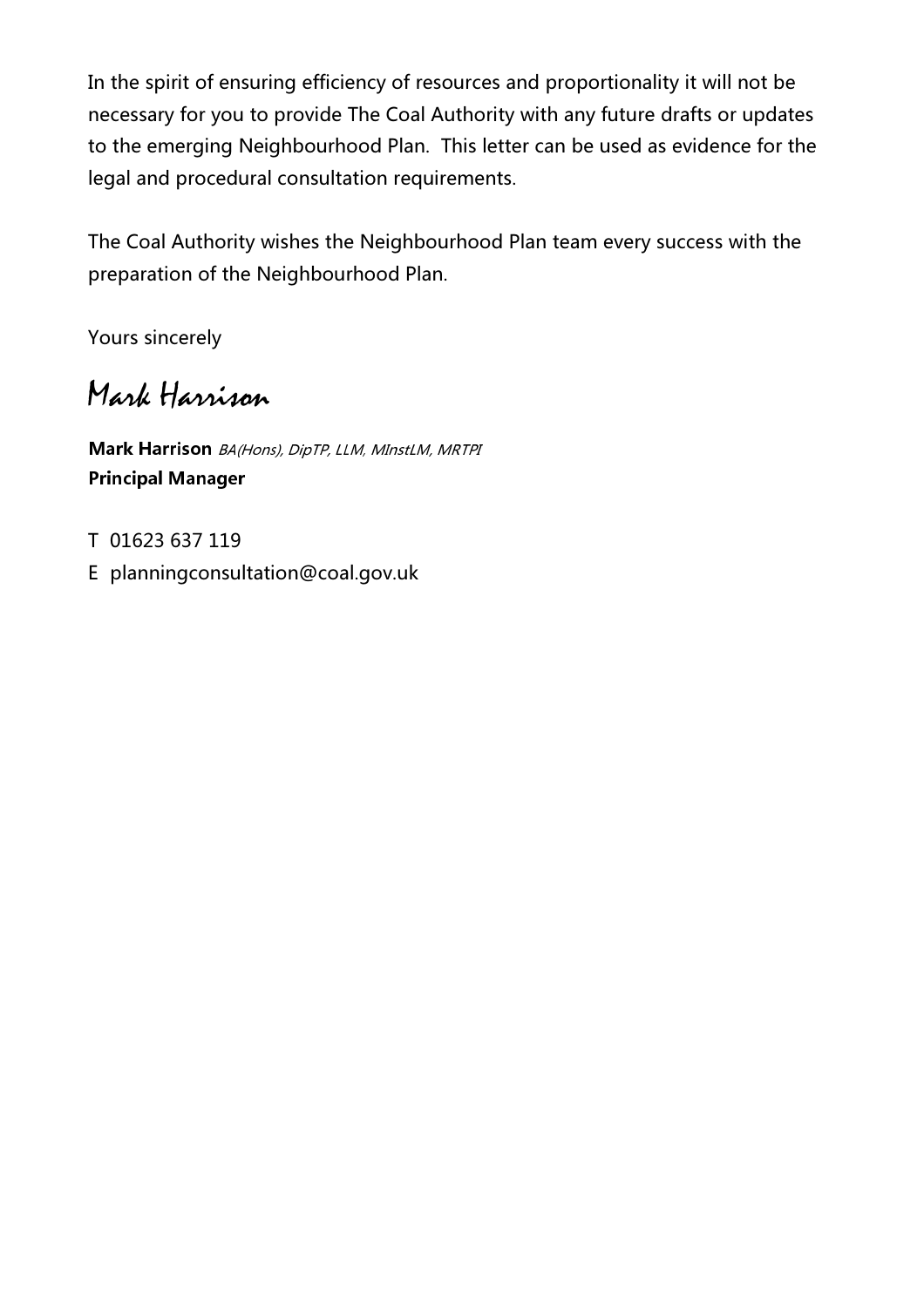In the spirit of ensuring efficiency of resources and proportionality it will not be necessary for you to provide The Coal Authority with any future drafts or updates to the emerging Neighbourhood Plan. This letter can be used as evidence for the legal and procedural consultation requirements.

The Coal Authority wishes the Neighbourhood Plan team every success with the preparation of the Neighbourhood Plan.

Yours sincerely

Mark Harrison

**Mark Harrison** *BA(Hons), DipTP, LLM, MInstLM, MRTPI*
**Principal Manager**

T 01623 637 119
E planningconsultation@coal.gov.uk